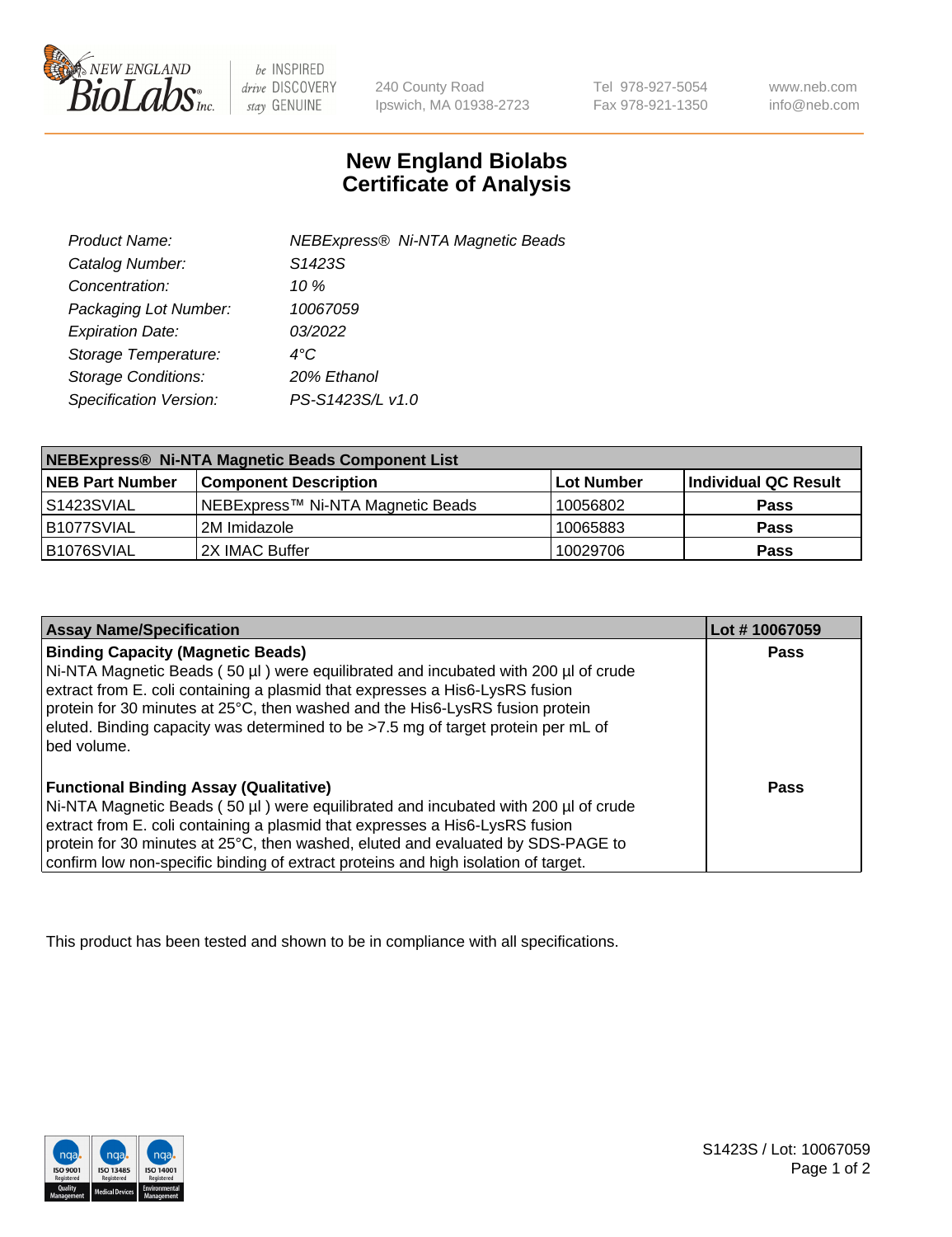240 County Road
Ipswich, MA 01938-2723

Tel 978-927-5054
Fax 978-921-1350

www.neb.com
info@neb.com

# New England Biolabs
# Certificate of Analysis

| | |
|---|---|
| *Product Name:* | *NEBExpress® Ni-NTA Magnetic Beads* |
| *Catalog Number:* | *S1423S* |
| *Concentration:* | *10 %* |
| *Packaging Lot Number:* | *10067059* |
| *Expiration Date:* | *03/2022* |
| *Storage Temperature:* | *4°C* |
| *Storage Conditions:* | *20% Ethanol* |
| *Specification Version:* | *PS-S1423S/L v1.0* |

| NEBExpress® Ni-NTA Magnetic Beads Component List | | | |
|---|---|---|---|
| **NEB Part Number** | **Component Description** | **Lot Number** | **Individual QC Result** |
| S1423SVIAL | NEBExpress™ Ni-NTA Magnetic Beads | 10056802 | **Pass** |
| B1077SVIAL | 2M Imidazole | 10065883 | **Pass** |
| B1076SVIAL | 2X IMAC Buffer | 10029706 | **Pass** |

| Assay Name/Specification | Lot # 10067059 |
|---|---|
| **Binding Capacity (Magnetic Beads)** Ni-NTA Magnetic Beads ( 50 µl ) were equilibrated and incubated with 200 µl of crude extract from E. coli containing a plasmid that expresses a His6-LysRS fusion protein for 30 minutes at 25°C, then washed and the His6-LysRS fusion protein eluted. Binding capacity was determined to be >7.5 mg of target protein per mL of bed volume. | **Pass** |
| **Functional Binding Assay (Qualitative)** Ni-NTA Magnetic Beads ( 50 µl ) were equilibrated and incubated with 200 µl of crude extract from E. coli containing a plasmid that expresses a His6-LysRS fusion protein for 30 minutes at 25°C, then washed, eluted and evaluated by SDS-PAGE to confirm low non-specific binding of extract proteins and high isolation of target. | **Pass** |

This product has been tested and shown to be in compliance with all specifications.

S1423S / Lot: 10067059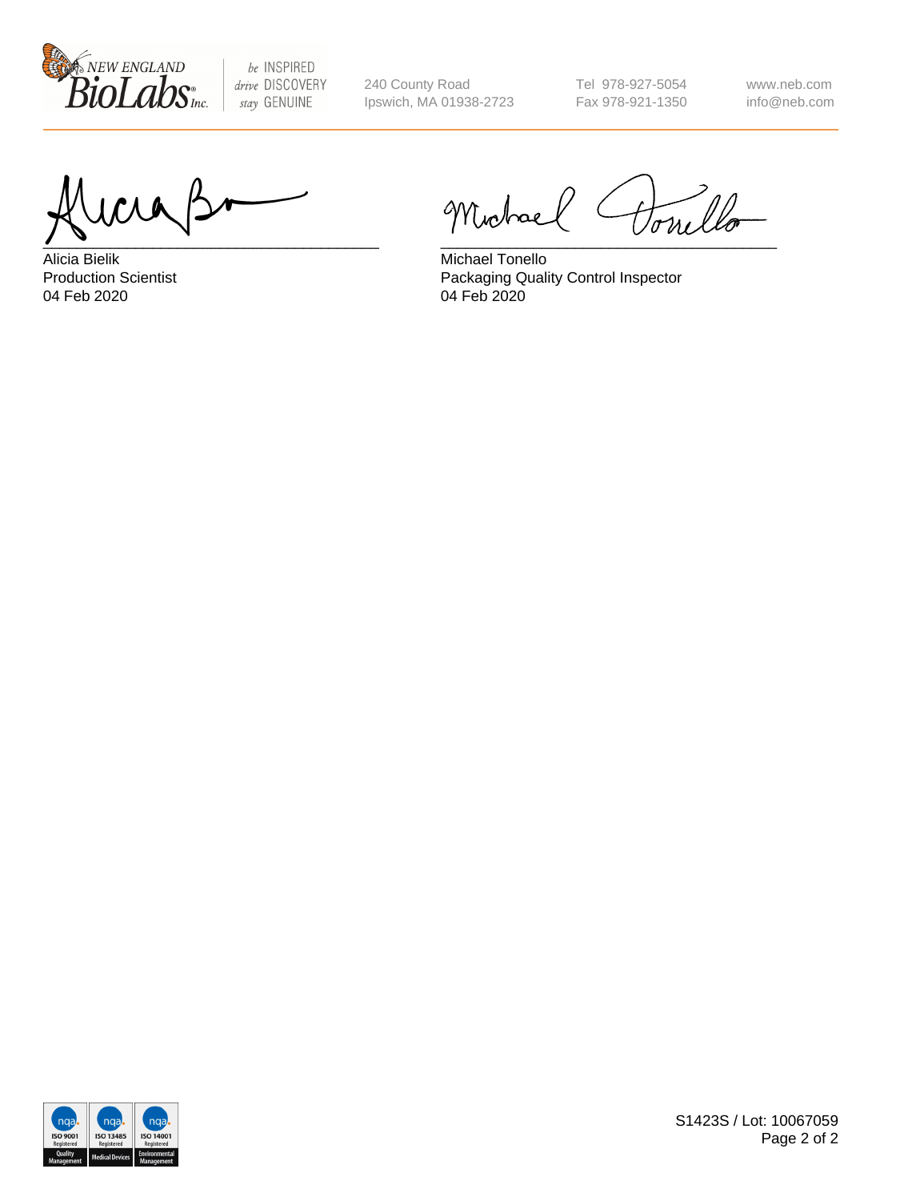Alicia Bielik
Production Scientist
04 Feb 2020

Michael Tonello
Packaging Quality Control Inspector
04 Feb 2020